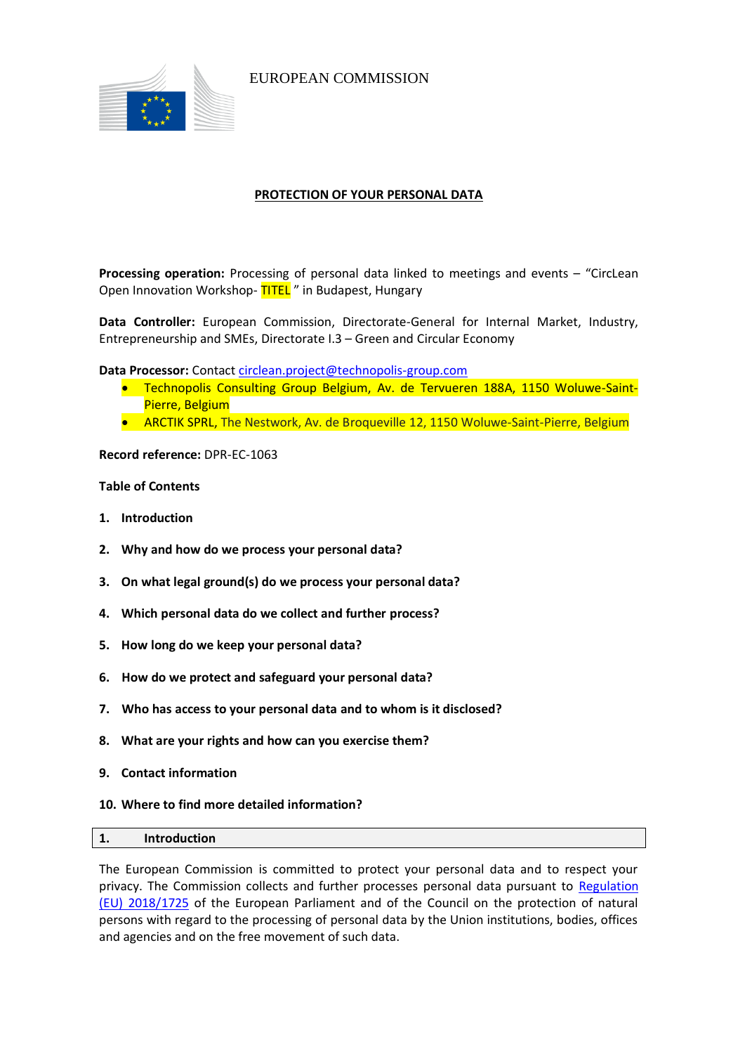EUROPEAN COMMISSION

# PROTECTION OF YOUR PERSONAL DATA

**Processing operation:** Processing of personal data linked to meetings and events – "CircLean Open Innovation Workshop- TITEL " in Budapest, Hungary

**Data Controller:** European Commission, Directorate-General for Internal Market, Industry, Entrepreneurship and SMEs, Directorate I.3 – Green and Circular Economy

**Data Processor:** Contact circlean.project@technopolis-group.com

- Technopolis Consulting Group Belgium, Av. de Tervueren 188A, 1150 Woluwe-Saint-Pierre, Belgium
- ARCTIK SPRL, The Nestwork, Av. de Broqueville 12, 1150 Woluwe-Saint-Pierre, Belgium

**Record reference:** DPR-EC-1063

**Table of Contents**

1. **Introduction**
2. **Why and how do we process your personal data?**
3. **On what legal ground(s) do we process your personal data?**
4. **Which personal data do we collect and further process?**
5. **How long do we keep your personal data?**
6. **How do we protect and safeguard your personal data?**
7. **Who has access to your personal data and to whom is it disclosed?**
8. **What are your rights and how can you exercise them?**
9. **Contact information**
10. **Where to find more detailed information?**

## 1. Introduction

The European Commission is committed to protect your personal data and to respect your privacy. The Commission collects and further processes personal data pursuant to Regulation (EU) 2018/1725 of the European Parliament and of the Council on the protection of natural persons with regard to the processing of personal data by the Union institutions, bodies, offices and agencies and on the free movement of such data.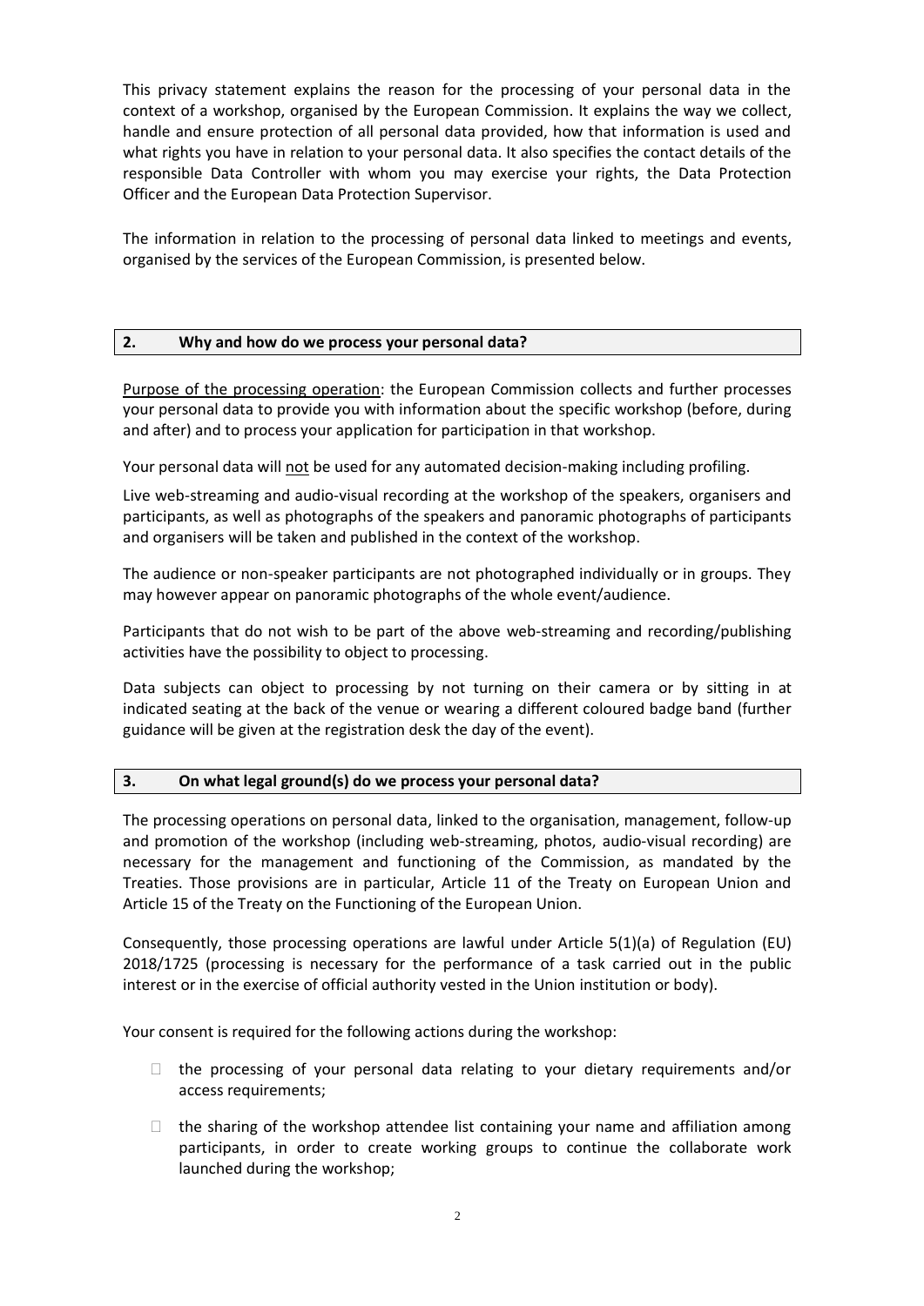This privacy statement explains the reason for the processing of your personal data in the context of a workshop, organised by the European Commission. It explains the way we collect, handle and ensure protection of all personal data provided, how that information is used and what rights you have in relation to your personal data. It also specifies the contact details of the responsible Data Controller with whom you may exercise your rights, the Data Protection Officer and the European Data Protection Supervisor.

The information in relation to the processing of personal data linked to meetings and events, organised by the services of the European Commission, is presented below.

## 2. Why and how do we process your personal data?

Purpose of the processing operation: the European Commission collects and further processes your personal data to provide you with information about the specific workshop (before, during and after) and to process your application for participation in that workshop.

Your personal data will not be used for any automated decision-making including profiling.

Live web-streaming and audio-visual recording at the workshop of the speakers, organisers and participants, as well as photographs of the speakers and panoramic photographs of participants and organisers will be taken and published in the context of the workshop.

The audience or non-speaker participants are not photographed individually or in groups. They may however appear on panoramic photographs of the whole event/audience.

Participants that do not wish to be part of the above web-streaming and recording/publishing activities have the possibility to object to processing.

Data subjects can object to processing by not turning on their camera or by sitting in at indicated seating at the back of the venue or wearing a different coloured badge band (further guidance will be given at the registration desk the day of the event).

## 3. On what legal ground(s) do we process your personal data?

The processing operations on personal data, linked to the organisation, management, follow-up and promotion of the workshop (including web-streaming, photos, audio-visual recording) are necessary for the management and functioning of the Commission, as mandated by the Treaties. Those provisions are in particular, Article 11 of the Treaty on European Union and Article 15 of the Treaty on the Functioning of the European Union.

Consequently, those processing operations are lawful under Article 5(1)(a) of Regulation (EU) 2018/1725 (processing is necessary for the performance of a task carried out in the public interest or in the exercise of official authority vested in the Union institution or body).

Your consent is required for the following actions during the workshop:

- the processing of your personal data relating to your dietary requirements and/or access requirements;
- the sharing of the workshop attendee list containing your name and affiliation among participants, in order to create working groups to continue the collaborate work launched during the workshop;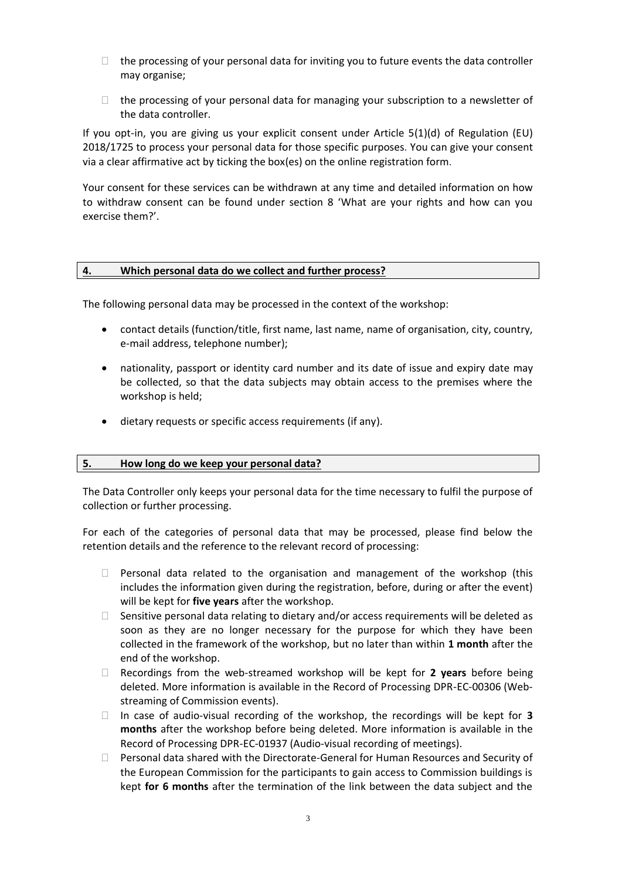- the processing of your personal data for inviting you to future events the data controller may organise;
- the processing of your personal data for managing your subscription to a newsletter of the data controller.

If you opt-in, you are giving us your explicit consent under Article 5(1)(d) of Regulation (EU) 2018/1725 to process your personal data for those specific purposes. You can give your consent via a clear affirmative act by ticking the box(es) on the online registration form.

Your consent for these services can be withdrawn at any time and detailed information on how to withdraw consent can be found under section 8 'What are your rights and how can you exercise them?'.

## 4. Which personal data do we collect and further process?

The following personal data may be processed in the context of the workshop:

- contact details (function/title, first name, last name, name of organisation, city, country, e-mail address, telephone number);
- nationality, passport or identity card number and its date of issue and expiry date may be collected, so that the data subjects may obtain access to the premises where the workshop is held;
- dietary requests or specific access requirements (if any).

## 5. How long do we keep your personal data?

The Data Controller only keeps your personal data for the time necessary to fulfil the purpose of collection or further processing.

For each of the categories of personal data that may be processed, please find below the retention details and the reference to the relevant record of processing:

- Personal data related to the organisation and management of the workshop (this includes the information given during the registration, before, during or after the event) will be kept for **five years** after the workshop.
- Sensitive personal data relating to dietary and/or access requirements will be deleted as soon as they are no longer necessary for the purpose for which they have been collected in the framework of the workshop, but no later than within **1 month** after the end of the workshop.
- Recordings from the web-streamed workshop will be kept for **2 years** before being deleted. More information is available in the Record of Processing DPR-EC-00306 (Web-streaming of Commission events).
- In case of audio-visual recording of the workshop, the recordings will be kept for **3 months** after the workshop before being deleted. More information is available in the Record of Processing DPR-EC-01937 (Audio-visual recording of meetings).
- Personal data shared with the Directorate-General for Human Resources and Security of the European Commission for the participants to gain access to Commission buildings is kept **for 6 months** after the termination of the link between the data subject and the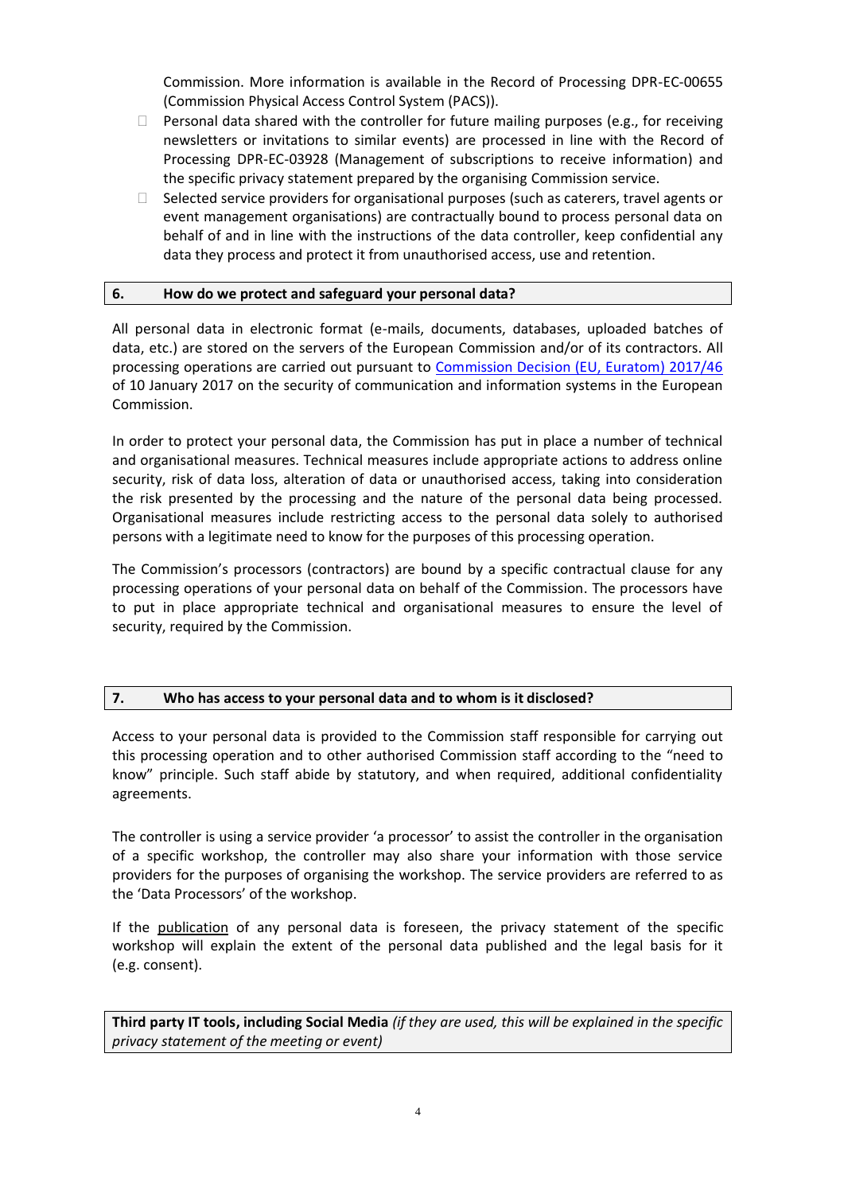Commission. More information is available in the Record of Processing DPR-EC-00655 (Commission Physical Access Control System (PACS)).

- Personal data shared with the controller for future mailing purposes (e.g., for receiving newsletters or invitations to similar events) are processed in line with the Record of Processing DPR-EC-03928 (Management of subscriptions to receive information) and the specific privacy statement prepared by the organising Commission service.
- Selected service providers for organisational purposes (such as caterers, travel agents or event management organisations) are contractually bound to process personal data on behalf of and in line with the instructions of the data controller, keep confidential any data they process and protect it from unauthorised access, use and retention.

## 6. How do we protect and safeguard your personal data?

All personal data in electronic format (e-mails, documents, databases, uploaded batches of data, etc.) are stored on the servers of the European Commission and/or of its contractors. All processing operations are carried out pursuant to Commission Decision (EU, Euratom) 2017/46 of 10 January 2017 on the security of communication and information systems in the European Commission.

In order to protect your personal data, the Commission has put in place a number of technical and organisational measures. Technical measures include appropriate actions to address online security, risk of data loss, alteration of data or unauthorised access, taking into consideration the risk presented by the processing and the nature of the personal data being processed. Organisational measures include restricting access to the personal data solely to authorised persons with a legitimate need to know for the purposes of this processing operation.

The Commission's processors (contractors) are bound by a specific contractual clause for any processing operations of your personal data on behalf of the Commission. The processors have to put in place appropriate technical and organisational measures to ensure the level of security, required by the Commission.

## 7. Who has access to your personal data and to whom is it disclosed?

Access to your personal data is provided to the Commission staff responsible for carrying out this processing operation and to other authorised Commission staff according to the "need to know" principle. Such staff abide by statutory, and when required, additional confidentiality agreements.

The controller is using a service provider 'a processor' to assist the controller in the organisation of a specific workshop, the controller may also share your information with those service providers for the purposes of organising the workshop. The service providers are referred to as the 'Data Processors' of the workshop.

If the publication of any personal data is foreseen, the privacy statement of the specific workshop will explain the extent of the personal data published and the legal basis for it (e.g. consent).

**Third party IT tools, including Social Media** *(if they are used, this will be explained in the specific privacy statement of the meeting or event)*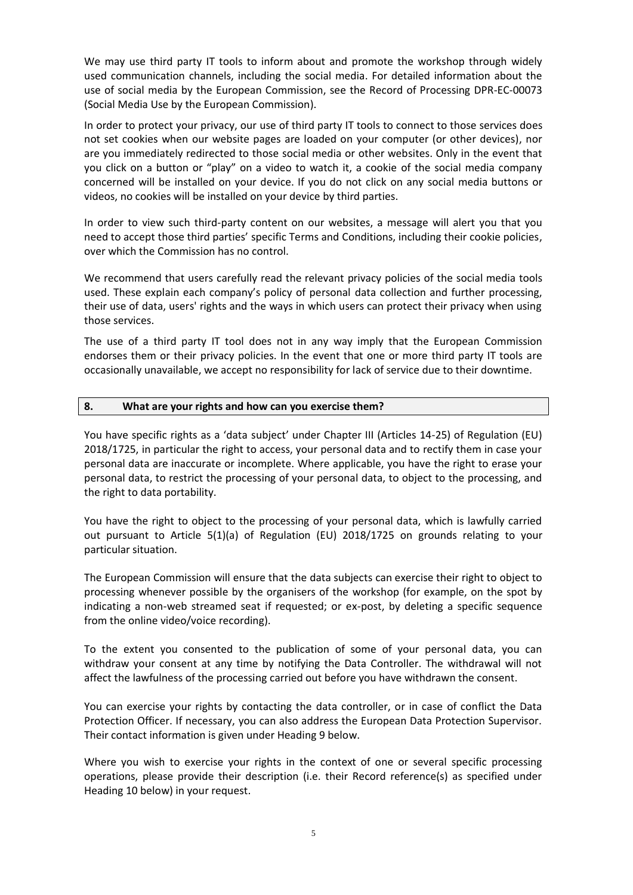We may use third party IT tools to inform about and promote the workshop through widely used communication channels, including the social media. For detailed information about the use of social media by the European Commission, see the Record of Processing DPR-EC-00073 (Social Media Use by the European Commission).

In order to protect your privacy, our use of third party IT tools to connect to those services does not set cookies when our website pages are loaded on your computer (or other devices), nor are you immediately redirected to those social media or other websites. Only in the event that you click on a button or "play" on a video to watch it, a cookie of the social media company concerned will be installed on your device. If you do not click on any social media buttons or videos, no cookies will be installed on your device by third parties.

In order to view such third-party content on our websites, a message will alert you that you need to accept those third parties' specific Terms and Conditions, including their cookie policies, over which the Commission has no control.

We recommend that users carefully read the relevant privacy policies of the social media tools used. These explain each company's policy of personal data collection and further processing, their use of data, users' rights and the ways in which users can protect their privacy when using those services.

The use of a third party IT tool does not in any way imply that the European Commission endorses them or their privacy policies. In the event that one or more third party IT tools are occasionally unavailable, we accept no responsibility for lack of service due to their downtime.

## 8. What are your rights and how can you exercise them?

You have specific rights as a 'data subject' under Chapter III (Articles 14-25) of Regulation (EU) 2018/1725, in particular the right to access, your personal data and to rectify them in case your personal data are inaccurate or incomplete. Where applicable, you have the right to erase your personal data, to restrict the processing of your personal data, to object to the processing, and the right to data portability.

You have the right to object to the processing of your personal data, which is lawfully carried out pursuant to Article 5(1)(a) of Regulation (EU) 2018/1725 on grounds relating to your particular situation.

The European Commission will ensure that the data subjects can exercise their right to object to processing whenever possible by the organisers of the workshop (for example, on the spot by indicating a non-web streamed seat if requested; or ex-post, by deleting a specific sequence from the online video/voice recording).

To the extent you consented to the publication of some of your personal data, you can withdraw your consent at any time by notifying the Data Controller. The withdrawal will not affect the lawfulness of the processing carried out before you have withdrawn the consent.

You can exercise your rights by contacting the data controller, or in case of conflict the Data Protection Officer. If necessary, you can also address the European Data Protection Supervisor. Their contact information is given under Heading 9 below.

Where you wish to exercise your rights in the context of one or several specific processing operations, please provide their description (i.e. their Record reference(s) as specified under Heading 10 below) in your request.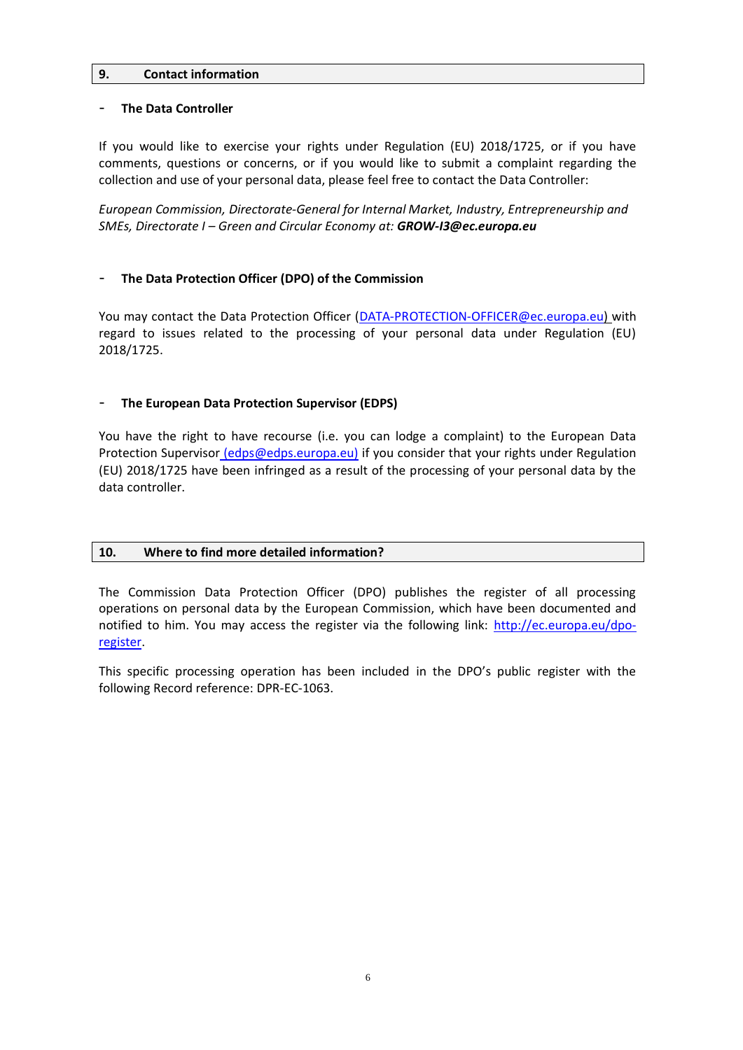## 9. Contact information

- **The Data Controller**

If you would like to exercise your rights under Regulation (EU) 2018/1725, or if you have comments, questions or concerns, or if you would like to submit a complaint regarding the collection and use of your personal data, please feel free to contact the Data Controller:

*European Commission, Directorate-General for Internal Market, Industry, Entrepreneurship and SMEs, Directorate I – Green and Circular Economy at:* ***GROW-I3@ec.europa.eu***

- **The Data Protection Officer (DPO) of the Commission**

You may contact the Data Protection Officer (DATA-PROTECTION-OFFICER@ec.europa.eu) with regard to issues related to the processing of your personal data under Regulation (EU) 2018/1725.

- **The European Data Protection Supervisor (EDPS)**

You have the right to have recourse (i.e. you can lodge a complaint) to the European Data Protection Supervisor (edps@edps.europa.eu) if you consider that your rights under Regulation (EU) 2018/1725 have been infringed as a result of the processing of your personal data by the data controller.

## 10. Where to find more detailed information?

The Commission Data Protection Officer (DPO) publishes the register of all processing operations on personal data by the European Commission, which have been documented and notified to him. You may access the register via the following link: [http://ec.europa.eu/dpo-register](http://ec.europa.eu/dpo-register).

This specific processing operation has been included in the DPO's public register with the following Record reference: DPR-EC-1063.